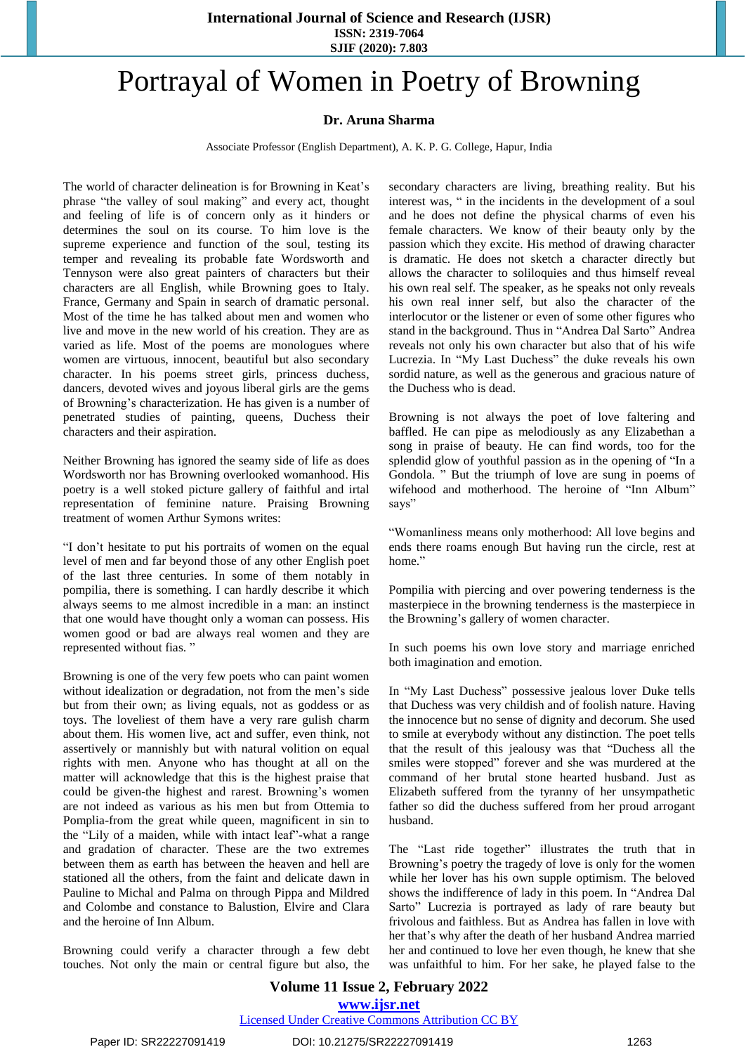# Portrayal of Women in Poetry of Browning

**Dr. Aruna Sharma**

Associate Professor (English Department), A. K. P. G. College, Hapur, India

The world of character delineation is for Browning in Keat's phrase "the valley of soul making" and every act, thought and feeling of life is of concern only as it hinders or determines the soul on its course. To him love is the supreme experience and function of the soul, testing its temper and revealing its probable fate Wordsworth and Tennyson were also great painters of characters but their characters are all English, while Browning goes to Italy. France, Germany and Spain in search of dramatic personal. Most of the time he has talked about men and women who live and move in the new world of his creation. They are as varied as life. Most of the poems are monologues where women are virtuous, innocent, beautiful but also secondary character. In his poems street girls, princess duchess, dancers, devoted wives and joyous liberal girls are the gems of Browning's characterization. He has given is a number of penetrated studies of painting, queens, Duchess their characters and their aspiration.

Neither Browning has ignored the seamy side of life as does Wordsworth nor has Browning overlooked womanhood. His poetry is a well stoked picture gallery of faithful and irtal representation of feminine nature. Praising Browning treatment of women Arthur Symons writes:

"I don't hesitate to put his portraits of women on the equal level of men and far beyond those of any other English poet of the last three centuries. In some of them notably in pompilia, there is something. I can hardly describe it which always seems to me almost incredible in a man: an instinct that one would have thought only a woman can possess. His women good or bad are always real women and they are represented without fias. "

Browning is one of the very few poets who can paint women without idealization or degradation, not from the men's side but from their own; as living equals, not as goddess or as toys. The loveliest of them have a very rare gulish charm about them. His women live, act and suffer, even think, not assertively or mannishly but with natural volition on equal rights with men. Anyone who has thought at all on the matter will acknowledge that this is the highest praise that could be given-the highest and rarest. Browning's women are not indeed as various as his men but from Ottemia to Pomplia-from the great while queen, magnificent in sin to the "Lily of a maiden, while with intact leaf"-what a range and gradation of character. These are the two extremes between them as earth has between the heaven and hell are stationed all the others, from the faint and delicate dawn in Pauline to Michal and Palma on through Pippa and Mildred and Colombe and constance to Balustion, Elvire and Clara and the heroine of Inn Album.

Browning could verify a character through a few debt touches. Not only the main or central figure but also, the secondary characters are living, breathing reality. But his interest was, " in the incidents in the development of a soul and he does not define the physical charms of even his female characters. We know of their beauty only by the passion which they excite. His method of drawing character is dramatic. He does not sketch a character directly but allows the character to soliloquies and thus himself reveal his own real self. The speaker, as he speaks not only reveals his own real inner self, but also the character of the interlocutor or the listener or even of some other figures who stand in the background. Thus in "Andrea Dal Sarto" Andrea reveals not only his own character but also that of his wife Lucrezia. In "My Last Duchess" the duke reveals his own sordid nature, as well as the generous and gracious nature of the Duchess who is dead.

Browning is not always the poet of love faltering and baffled. He can pipe as melodiously as any Elizabethan a song in praise of beauty. He can find words, too for the splendid glow of youthful passion as in the opening of "In a Gondola. " But the triumph of love are sung in poems of wifehood and motherhood. The heroine of "Inn Album" says"

"Womanliness means only motherhood: All love begins and ends there roams enough But having run the circle, rest at home."

Pompilia with piercing and over powering tenderness is the masterpiece in the browning tenderness is the masterpiece in the Browning's gallery of women character.

In such poems his own love story and marriage enriched both imagination and emotion.

In "My Last Duchess" possessive jealous lover Duke tells that Duchess was very childish and of foolish nature. Having the innocence but no sense of dignity and decorum. She used to smile at everybody without any distinction. The poet tells that the result of this jealousy was that "Duchess all the smiles were stopped" forever and she was murdered at the command of her brutal stone hearted husband. Just as Elizabeth suffered from the tyranny of her unsympathetic father so did the duchess suffered from her proud arrogant husband.

The "Last ride together" illustrates the truth that in Browning's poetry the tragedy of love is only for the women while her lover has his own supple optimism. The beloved shows the indifference of lady in this poem. In "Andrea Dal Sarto" Lucrezia is portrayed as lady of rare beauty but frivolous and faithless. But as Andrea has fallen in love with her that's why after the death of her husband Andrea married her and continued to love her even though, he knew that she was unfaithful to him. For her sake, he played false to the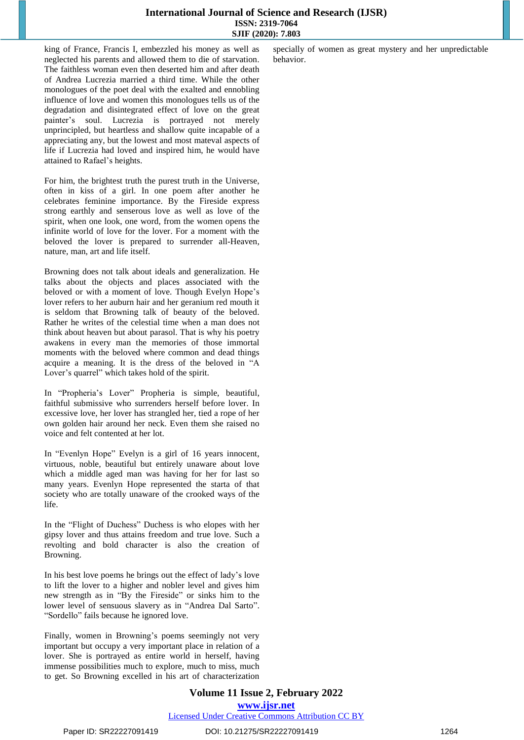king of France, Francis I, embezzled his money as well as neglected his parents and allowed them to die of starvation. The faithless woman even then deserted him and after death of Andrea Lucrezia married a third time. While the other monologues of the poet deal with the exalted and ennobling influence of love and women this monologues tells us of the degradation and disintegrated effect of love on the great painter's soul. Lucrezia is portrayed not merely unprincipled, but heartless and shallow quite incapable of a appreciating any, but the lowest and most mateval aspects of life if Lucrezia had loved and inspired him, he would have attained to Rafael's heights.

For him, the brightest truth the purest truth in the Universe, often in kiss of a girl. In one poem after another he celebrates feminine importance. By the Fireside express strong earthly and senserous love as well as love of the spirit, when one look, one word, from the women opens the infinite world of love for the lover. For a moment with the beloved the lover is prepared to surrender all-Heaven, nature, man, art and life itself.

Browning does not talk about ideals and generalization. He talks about the objects and places associated with the beloved or with a moment of love. Though Evelyn Hope's lover refers to her auburn hair and her geranium red mouth it is seldom that Browning talk of beauty of the beloved. Rather he writes of the celestial time when a man does not think about heaven but about parasol. That is why his poetry awakens in every man the memories of those immortal moments with the beloved where common and dead things acquire a meaning. It is the dress of the beloved in "A Lover's quarrel" which takes hold of the spirit.

In "Propheria's Lover" Propheria is simple, beautiful, faithful submissive who surrenders herself before lover. In excessive love, her lover has strangled her, tied a rope of her own golden hair around her neck. Even them she raised no voice and felt contented at her lot.

In "Evenlyn Hope" Evelyn is a girl of 16 years innocent, virtuous, noble, beautiful but entirely unaware about love which a middle aged man was having for her for last so many years. Evenlyn Hope represented the starta of that society who are totally unaware of the crooked ways of the life.

In the "Flight of Duchess" Duchess is who elopes with her gipsy lover and thus attains freedom and true love. Such a revolting and bold character is also the creation of Browning.

In his best love poems he brings out the effect of lady's love to lift the lover to a higher and nobler level and gives him new strength as in "By the Fireside" or sinks him to the lower level of sensuous slavery as in "Andrea Dal Sarto". "Sordello" fails because he ignored love.

Finally, women in Browning's poems seemingly not very important but occupy a very important place in relation of a lover. She is portrayed as entire world in herself, having immense possibilities much to explore, much to miss, much to get. So Browning excelled in his art of characterization specially of women as great mystery and her unpredictable behavior.